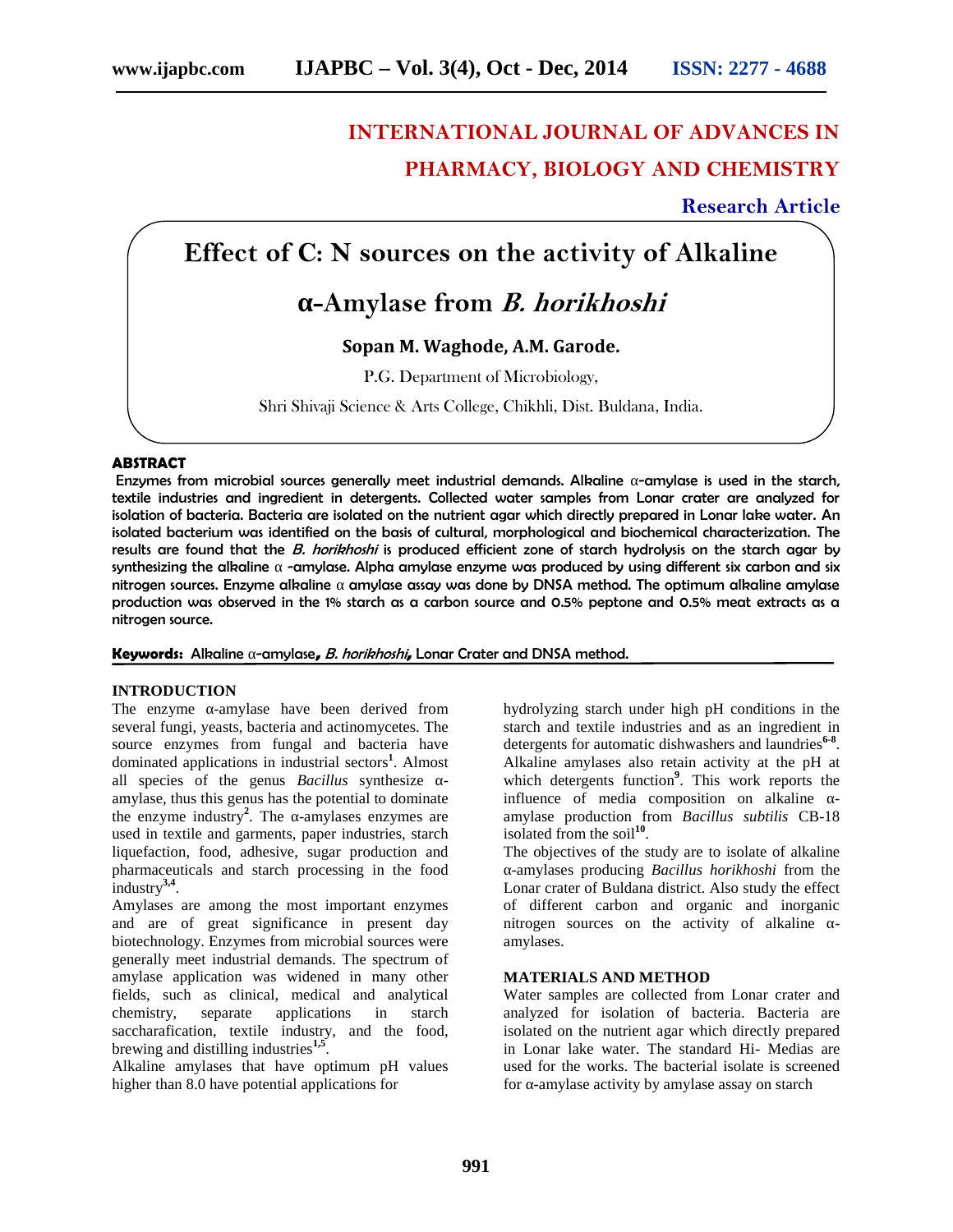# INTERNATIONAL JOURNAL OF ADVANCES IN PHARMACY, BIOLOGY AND CHEMISTRY

**Research Article**

# Effect of C: N sources on the activity of Alkaline α-Amylase from *B. horikhoshi*

**Sopan M. Waghode, A.M. Garode.**

P.G. Department of Microbiology,

Shri Shivaji Science & Arts College, Chikhli, Dist. Buldana, India.

## ABSTRACT

Enzymes from microbial sources generally meet industrial demands. Alkaline α-amylase is used in the starch, textile industries and ingredient in detergents. Collected water samples from Lonar crater are analyzed for isolation of bacteria. Bacteria are isolated on the nutrient agar which directly prepared in Lonar lake water. An isolated bacterium was identified on the basis of cultural, morphological and biochemical characterization. The results are found that the *B. horikhoshi* is produced efficient zone of starch hydrolysis on the starch agar by synthesizing the alkaline α -amylase. Alpha amylase enzyme was produced by using different six carbon and six nitrogen sources. Enzyme alkaline α amylase assay was done by DNSA method. The optimum alkaline amylase production was observed in the 1% starch as a carbon source and 0.5% peptone and 0.5% meat extracts as a nitrogen source.

**Keywords:** Alkaline α-amylase, *B. horikhoshi*, Lonar Crater and DNSA method.

## INTRODUCTION

The enzyme α-amylase have been derived from several fungi, yeasts, bacteria and actinomycetes. The source enzymes from fungal and bacteria have dominated applications in industrial sectors[1]. Almost all species of the genus *Bacillus* synthesize α-amylase, thus this genus has the potential to dominate the enzyme industry[2]. The α-amylases enzymes are used in textile and garments, paper industries, starch liquefaction, food, adhesive, sugar production and pharmaceuticals and starch processing in the food industry[3,4].

Amylases are among the most important enzymes and are of great significance in present day biotechnology. Enzymes from microbial sources were generally meet industrial demands. The spectrum of amylase application was widened in many other fields, such as clinical, medical and analytical chemistry, separate applications in starch saccharafication, textile industry, and the food, brewing and distilling industries[1,5].

Alkaline amylases that have optimum pH values higher than 8.0 have potential applications for hydrolyzing starch under high pH conditions in the starch and textile industries and as an ingredient in detergents for automatic dishwashers and laundries[6-8]. Alkaline amylases also retain activity at the pH at which detergents function[9]. This work reports the influence of media composition on alkaline α-amylase production from *Bacillus subtilis* CB-18 isolated from the soil[10].

The objectives of the study are to isolate of alkaline α-amylases producing *Bacillus horikhoshi* from the Lonar crater of Buldana district. Also study the effect of different carbon and organic and inorganic nitrogen sources on the activity of alkaline α-amylases.

## MATERIALS AND METHOD

Water samples are collected from Lonar crater and analyzed for isolation of bacteria. Bacteria are isolated on the nutrient agar which directly prepared in Lonar lake water. The standard Hi- Medias are used for the works. The bacterial isolate is screened for α-amylase activity by amylase assay on starch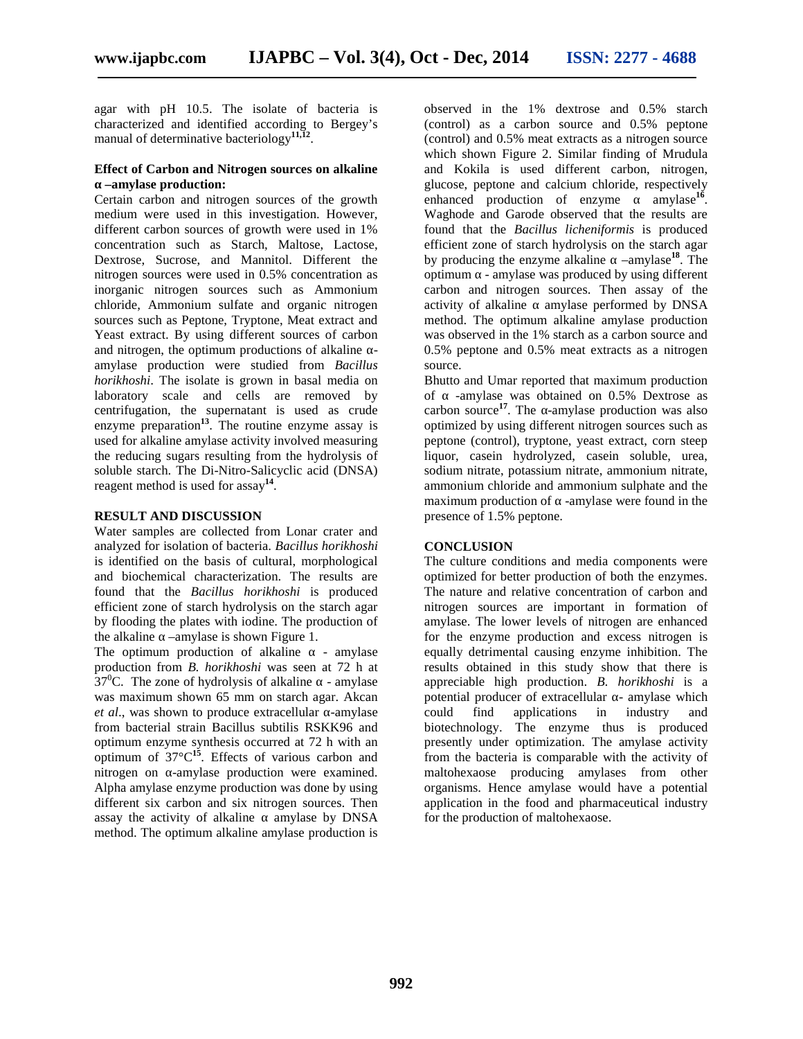agar with pH 10.5. The isolate of bacteria is characterized and identified according to Bergey's manual of determinative bacteriology[11,12].

**Effect of Carbon and Nitrogen sources on alkaline α –amylase production:**

Certain carbon and nitrogen sources of the growth medium were used in this investigation. However, different carbon sources of growth were used in 1% concentration such as Starch, Maltose, Lactose, Dextrose, Sucrose, and Mannitol. Different the nitrogen sources were used in 0.5% concentration as inorganic nitrogen sources such as Ammonium chloride, Ammonium sulfate and organic nitrogen sources such as Peptone, Tryptone, Meat extract and Yeast extract. By using different sources of carbon and nitrogen, the optimum productions of alkaline α-amylase production were studied from *Bacillus horikhoshi*. The isolate is grown in basal media on laboratory scale and cells are removed by centrifugation, the supernatant is used as crude enzyme preparation[13]. The routine enzyme assay is used for alkaline amylase activity involved measuring the reducing sugars resulting from the hydrolysis of soluble starch. The Di-Nitro-Salicyclic acid (DNSA) reagent method is used for assay[14].

**RESULT AND DISCUSSION**

Water samples are collected from Lonar crater and analyzed for isolation of bacteria. *Bacillus horikhoshi* is identified on the basis of cultural, morphological and biochemical characterization. The results are found that the *Bacillus horikhoshi* is produced efficient zone of starch hydrolysis on the starch agar by flooding the plates with iodine. The production of the alkaline α –amylase is shown Figure 1.

The optimum production of alkaline α - amylase production from *B. horikhoshi* was seen at 72 h at $37^0$C. The zone of hydrolysis of alkaline α - amylase was maximum shown 65 mm on starch agar. Akcan *et al*., was shown to produce extracellular α-amylase from bacterial strain Bacillus subtilis RSKK96 and optimum enzyme synthesis occurred at 72 h with an optimum of 37°C[15]. Effects of various carbon and nitrogen on α-amylase production were examined. Alpha amylase enzyme production was done by using different six carbon and six nitrogen sources. Then assay the activity of alkaline α amylase by DNSA method. The optimum alkaline amylase production is observed in the 1% dextrose and 0.5% starch (control) as a carbon source and 0.5% peptone (control) and 0.5% meat extracts as a nitrogen source which shown Figure 2. Similar finding of Mrudula and Kokila is used different carbon, nitrogen, glucose, peptone and calcium chloride, respectively enhanced production of enzyme α amylase[16]. Waghode and Garode observed that the results are found that the *Bacillus licheniformis* is produced efficient zone of starch hydrolysis on the starch agar by producing the enzyme alkaline α –amylase[18]. The optimum α - amylase was produced by using different carbon and nitrogen sources. Then assay of the activity of alkaline α amylase performed by DNSA method. The optimum alkaline amylase production was observed in the 1% starch as a carbon source and 0.5% peptone and 0.5% meat extracts as a nitrogen source.

Bhutto and Umar reported that maximum production of α -amylase was obtained on 0.5% Dextrose as carbon source[17]. The α-amylase production was also optimized by using different nitrogen sources such as peptone (control), tryptone, yeast extract, corn steep liquor, casein hydrolyzed, casein soluble, urea, sodium nitrate, potassium nitrate, ammonium nitrate, ammonium chloride and ammonium sulphate and the maximum production of α -amylase were found in the presence of 1.5% peptone.

**CONCLUSION**

The culture conditions and media components were optimized for better production of both the enzymes. The nature and relative concentration of carbon and nitrogen sources are important in formation of amylase. The lower levels of nitrogen are enhanced for the enzyme production and excess nitrogen is equally detrimental causing enzyme inhibition. The results obtained in this study show that there is appreciable high production. *B. horikhoshi* is a potential producer of extracellular α- amylase which could find applications in industry and biotechnology. The enzyme thus is produced presently under optimization. The amylase activity from the bacteria is comparable with the activity of maltohexaose producing amylases from other organisms. Hence amylase would have a potential application in the food and pharmaceutical industry for the production of maltohexaose.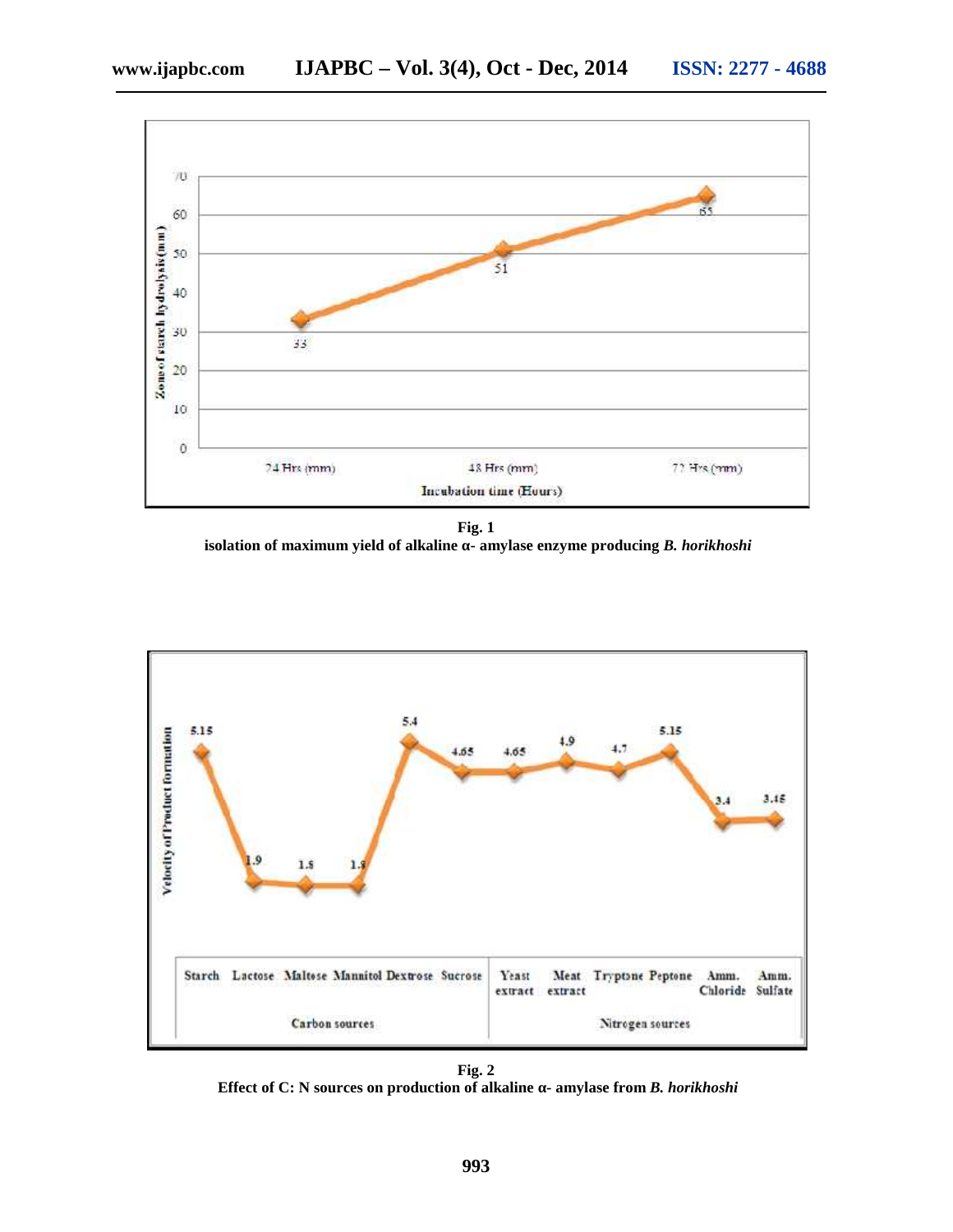Fig. 1
isolation of maximum yield of alkaline α- amylase enzyme producing *B. horikhoshi*

Fig. 2
Effect of C: N sources on production of alkaline α- amylase from *B. horikhoshi*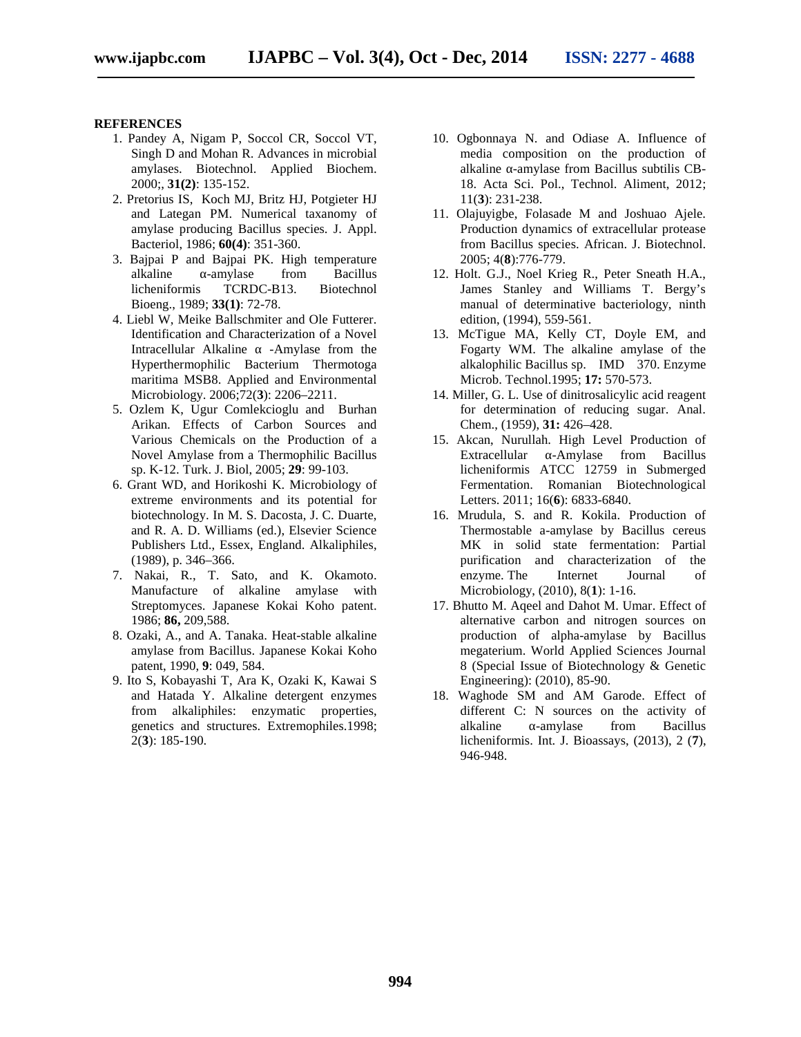**REFERENCES**

1. Pandey A, Nigam P, Soccol CR, Soccol VT, Singh D and Mohan R. Advances in microbial amylases. Biotechnol. Applied Biochem. 2000;, **31(2)**: 135-152.
2. Pretorius IS, Koch MJ, Britz HJ, Potgieter HJ and Lategan PM. Numerical taxanomy of amylase producing Bacillus species. J. Appl. Bacteriol, 1986; **60(4)**: 351-360.
3. Bajpai P and Bajpai PK. High temperature alkaline α-amylase from Bacillus licheniformis TCRDC-B13. Biotechnol Bioeng., 1989; **33(1)**: 72-78.
4. Liebl W, Meike Ballschmiter and Ole Futterer. Identification and Characterization of a Novel Intracellular Alkaline α -Amylase from the Hyperthermophilic Bacterium Thermotoga maritima MSB8. Applied and Environmental Microbiology. 2006;72(**3**): 2206–2211.
5. Ozlem K, Ugur Comlekcioglu and Burhan Arikan. Effects of Carbon Sources and Various Chemicals on the Production of a Novel Amylase from a Thermophilic Bacillus sp. K-12. Turk. J. Biol, 2005; **29**: 99-103.
6. Grant WD, and Horikoshi K. Microbiology of extreme environments and its potential for biotechnology. In M. S. Dacosta, J. C. Duarte, and R. A. D. Williams (ed.), Elsevier Science Publishers Ltd., Essex, England. Alkaliphiles, (1989), p. 346–366.
7. Nakai, R., T. Sato, and K. Okamoto. Manufacture of alkaline amylase with Streptomyces. Japanese Kokai Koho patent. 1986; **86,** 209,588.
8. Ozaki, A., and A. Tanaka. Heat-stable alkaline amylase from Bacillus. Japanese Kokai Koho patent, 1990, **9**: 049, 584.
9. Ito S, Kobayashi T, Ara K, Ozaki K, Kawai S and Hatada Y. Alkaline detergent enzymes from alkaliphiles: enzymatic properties, genetics and structures. Extremophiles.1998; 2(**3**): 185-190.
10. Ogbonnaya N. and Odiase A. Influence of media composition on the production of alkaline α-amylase from Bacillus subtilis CB-18. Acta Sci. Pol., Technol. Aliment, 2012; 11(**3**): 231-238.
11. Olajuyigbe, Folasade M and Joshuao Ajele. Production dynamics of extracellular protease from Bacillus species. African. J. Biotechnol. 2005; 4(**8**):776-779.
12. Holt. G.J., Noel Krieg R., Peter Sneath H.A., James Stanley and Williams T. Bergy's manual of determinative bacteriology, ninth edition, (1994), 559-561.
13. McTigue MA, Kelly CT, Doyle EM, and Fogarty WM. The alkaline amylase of the alkalophilic Bacillus sp. IMD 370. Enzyme Microb. Technol.1995; **17:** 570-573.
14. Miller, G. L. Use of dinitrosalicylic acid reagent for determination of reducing sugar. Anal. Chem., (1959), **31:** 426–428.
15. Akcan, Nurullah. High Level Production of Extracellular α-Amylase from Bacillus licheniformis ATCC 12759 in Submerged Fermentation. Romanian Biotechnological Letters. 2011; 16(**6**): 6833-6840.
16. Mrudula, S. and R. Kokila. Production of Thermostable a-amylase by Bacillus cereus MK in solid state fermentation: Partial purification and characterization of the enzyme. The Internet Journal of Microbiology, (2010), 8(**1**): 1-16.
17. Bhutto M. Aqeel and Dahot M. Umar. Effect of alternative carbon and nitrogen sources on production of alpha-amylase by Bacillus megaterium. World Applied Sciences Journal 8 (Special Issue of Biotechnology & Genetic Engineering): (2010), 85-90.
18. Waghode SM and AM Garode. Effect of different C: N sources on the activity of alkaline α-amylase from Bacillus licheniformis. Int. J. Bioassays, (2013), 2 (**7**), 946-948.